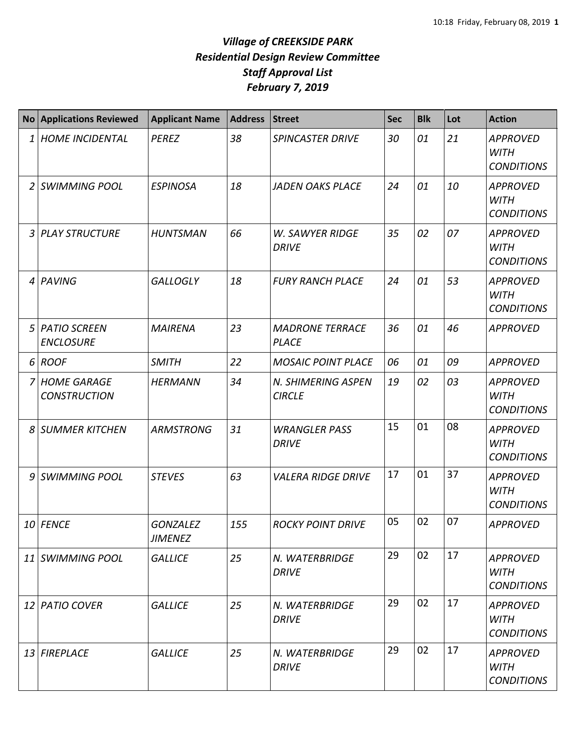# *Village of CREEKSIDE PARK*
## *Residential Design Review Committee*
## *Staff Approval List*
## *February 7, 2019*

| No | Applications Reviewed | Applicant Name | Address | Street | Sec | Blk | Lot | Action |
|---|---|---|---|---|---|---|---|---|
| 1 | HOME INCIDENTAL | PEREZ | 38 | SPINCASTER DRIVE | 30 | 01 | 21 | APPROVED WITH CONDITIONS |
| 2 | SWIMMING POOL | ESPINOSA | 18 | JADEN OAKS PLACE | 24 | 01 | 10 | APPROVED WITH CONDITIONS |
| 3 | PLAY STRUCTURE | HUNTSMAN | 66 | W. SAWYER RIDGE DRIVE | 35 | 02 | 07 | APPROVED WITH CONDITIONS |
| 4 | PAVING | GALLOGLY | 18 | FURY RANCH PLACE | 24 | 01 | 53 | APPROVED WITH CONDITIONS |
| 5 | PATIO SCREEN ENCLOSURE | MAIRENA | 23 | MADRONE TERRACE PLACE | 36 | 01 | 46 | APPROVED |
| 6 | ROOF | SMITH | 22 | MOSAIC POINT PLACE | 06 | 01 | 09 | APPROVED |
| 7 | HOME GARAGE CONSTRUCTION | HERMANN | 34 | N. SHIMERING ASPEN CIRCLE | 19 | 02 | 03 | APPROVED WITH CONDITIONS |
| 8 | SUMMER KITCHEN | ARMSTRONG | 31 | WRANGLER PASS DRIVE | 15 | 01 | 08 | APPROVED WITH CONDITIONS |
| 9 | SWIMMING POOL | STEVES | 63 | VALERA RIDGE DRIVE | 17 | 01 | 37 | APPROVED WITH CONDITIONS |
| 10 | FENCE | GONZALEZ JIMENEZ | 155 | ROCKY POINT DRIVE | 05 | 02 | 07 | APPROVED |
| 11 | SWIMMING POOL | GALLICE | 25 | N. WATERBRIDGE DRIVE | 29 | 02 | 17 | APPROVED WITH CONDITIONS |
| 12 | PATIO COVER | GALLICE | 25 | N. WATERBRIDGE DRIVE | 29 | 02 | 17 | APPROVED WITH CONDITIONS |
| 13 | FIREPLACE | GALLICE | 25 | N. WATERBRIDGE DRIVE | 29 | 02 | 17 | APPROVED WITH CONDITIONS |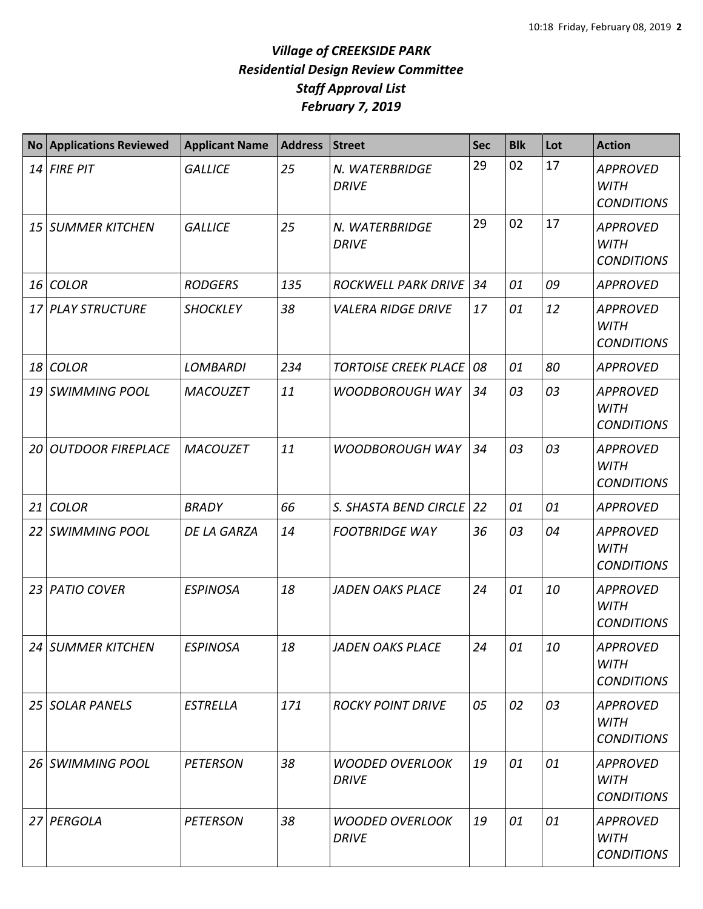# *Village of CREEKSIDE PARK*
## *Residential Design Review Committee*
## *Staff Approval List*
## *February 7, 2019*

| No | Applications Reviewed | Applicant Name | Address | Street | Sec | Blk | Lot | Action |
|---|---|---|---|---|---|---|---|---|
| *14* | *FIRE PIT* | *GALLICE* | *25* | *N. WATERBRIDGE DRIVE* | 29 | 02 | 17 | *APPROVED WITH CONDITIONS* |
| *15* | *SUMMER KITCHEN* | *GALLICE* | *25* | *N. WATERBRIDGE DRIVE* | 29 | 02 | 17 | *APPROVED WITH CONDITIONS* |
| *16* | *COLOR* | *RODGERS* | *135* | *ROCKWELL PARK DRIVE* | *34* | *01* | *09* | *APPROVED* |
| *17* | *PLAY STRUCTURE* | *SHOCKLEY* | *38* | *VALERA RIDGE DRIVE* | *17* | *01* | *12* | *APPROVED WITH CONDITIONS* |
| *18* | *COLOR* | *LOMBARDI* | *234* | *TORTOISE CREEK PLACE* | *08* | *01* | *80* | *APPROVED* |
| *19* | *SWIMMING POOL* | *MACOUZET* | *11* | *WOODBOROUGH WAY* | *34* | *03* | *03* | *APPROVED WITH CONDITIONS* |
| *20* | *OUTDOOR FIREPLACE* | *MACOUZET* | *11* | *WOODBOROUGH WAY* | *34* | *03* | *03* | *APPROVED WITH CONDITIONS* |
| *21* | *COLOR* | *BRADY* | *66* | *S. SHASTA BEND CIRCLE* | *22* | *01* | *01* | *APPROVED* |
| *22* | *SWIMMING POOL* | *DE LA GARZA* | *14* | *FOOTBRIDGE WAY* | *36* | *03* | *04* | *APPROVED WITH CONDITIONS* |
| *23* | *PATIO COVER* | *ESPINOSA* | *18* | *JADEN OAKS PLACE* | *24* | *01* | *10* | *APPROVED WITH CONDITIONS* |
| *24* | *SUMMER KITCHEN* | *ESPINOSA* | *18* | *JADEN OAKS PLACE* | *24* | *01* | *10* | *APPROVED WITH CONDITIONS* |
| *25* | *SOLAR PANELS* | *ESTRELLA* | *171* | *ROCKY POINT DRIVE* | *05* | *02* | *03* | *APPROVED WITH CONDITIONS* |
| *26* | *SWIMMING POOL* | *PETERSON* | *38* | *WOODED OVERLOOK DRIVE* | *19* | *01* | *01* | *APPROVED WITH CONDITIONS* |
| *27* | *PERGOLA* | *PETERSON* | *38* | *WOODED OVERLOOK DRIVE* | *19* | *01* | *01* | *APPROVED WITH CONDITIONS* |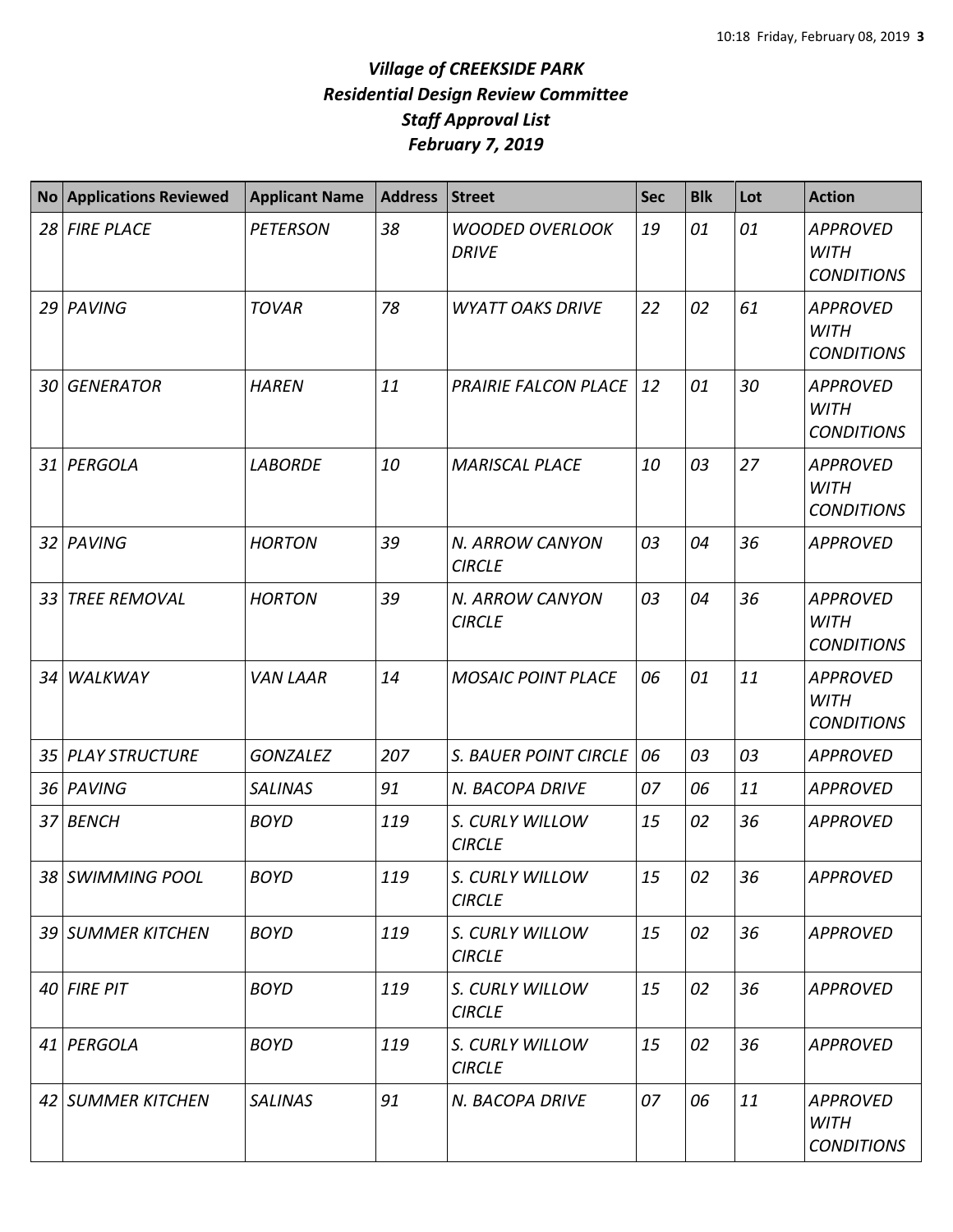# *Village of CREEKSIDE PARK*
## *Residential Design Review Committee*
## *Staff Approval List*
## *February 7, 2019*

| No | Applications Reviewed | Applicant Name | Address | Street | Sec | Blk | Lot | Action |
|---|---|---|---|---|---|---|---|---|
| *28* | *FIRE PLACE* | *PETERSON* | *38* | *WOODED OVERLOOK DRIVE* | *19* | *01* | *01* | *APPROVED WITH CONDITIONS* |
| *29* | *PAVING* | *TOVAR* | *78* | *WYATT OAKS DRIVE* | *22* | *02* | *61* | *APPROVED WITH CONDITIONS* |
| *30* | *GENERATOR* | *HAREN* | *11* | *PRAIRIE FALCON PLACE* | *12* | *01* | *30* | *APPROVED WITH CONDITIONS* |
| *31* | *PERGOLA* | *LABORDE* | *10* | *MARISCAL PLACE* | *10* | *03* | *27* | *APPROVED WITH CONDITIONS* |
| *32* | *PAVING* | *HORTON* | *39* | *N. ARROW CANYON CIRCLE* | *03* | *04* | *36* | *APPROVED* |
| *33* | *TREE REMOVAL* | *HORTON* | *39* | *N. ARROW CANYON CIRCLE* | *03* | *04* | *36* | *APPROVED WITH CONDITIONS* |
| *34* | *WALKWAY* | *VAN LAAR* | *14* | *MOSAIC POINT PLACE* | *06* | *01* | *11* | *APPROVED WITH CONDITIONS* |
| *35* | *PLAY STRUCTURE* | *GONZALEZ* | *207* | *S. BAUER POINT CIRCLE* | *06* | *03* | *03* | *APPROVED* |
| *36* | *PAVING* | *SALINAS* | *91* | *N. BACOPA DRIVE* | *07* | *06* | *11* | *APPROVED* |
| *37* | *BENCH* | *BOYD* | *119* | *S. CURLY WILLOW CIRCLE* | *15* | *02* | *36* | *APPROVED* |
| *38* | *SWIMMING POOL* | *BOYD* | *119* | *S. CURLY WILLOW CIRCLE* | *15* | *02* | *36* | *APPROVED* |
| *39* | *SUMMER KITCHEN* | *BOYD* | *119* | *S. CURLY WILLOW CIRCLE* | *15* | *02* | *36* | *APPROVED* |
| *40* | *FIRE PIT* | *BOYD* | *119* | *S. CURLY WILLOW CIRCLE* | *15* | *02* | *36* | *APPROVED* |
| *41* | *PERGOLA* | *BOYD* | *119* | *S. CURLY WILLOW CIRCLE* | *15* | *02* | *36* | *APPROVED* |
| *42* | *SUMMER KITCHEN* | *SALINAS* | *91* | *N. BACOPA DRIVE* | *07* | *06* | *11* | *APPROVED WITH CONDITIONS* |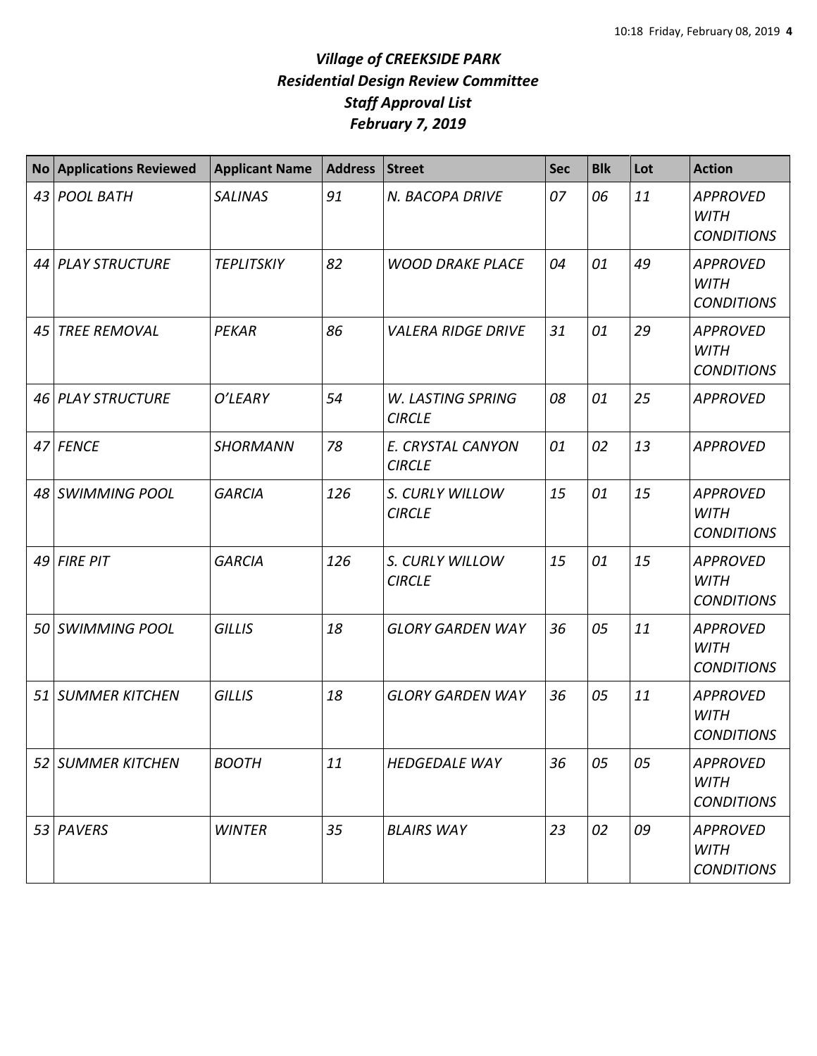# *Village of CREEKSIDE PARK*
## *Residential Design Review Committee*
## *Staff Approval List*
## *February 7, 2019*

| No | Applications Reviewed | Applicant Name | Address | Street | Sec | Blk | Lot | Action |
|---|---|---|---|---|---|---|---|---|
| 43 | POOL BATH | SALINAS | 91 | N. BACOPA DRIVE | 07 | 06 | 11 | APPROVED WITH CONDITIONS |
| 44 | PLAY STRUCTURE | TEPLITSKIY | 82 | WOOD DRAKE PLACE | 04 | 01 | 49 | APPROVED WITH CONDITIONS |
| 45 | TREE REMOVAL | PEKAR | 86 | VALERA RIDGE DRIVE | 31 | 01 | 29 | APPROVED WITH CONDITIONS |
| 46 | PLAY STRUCTURE | O'LEARY | 54 | W. LASTING SPRING CIRCLE | 08 | 01 | 25 | APPROVED |
| 47 | FENCE | SHORMANN | 78 | E. CRYSTAL CANYON CIRCLE | 01 | 02 | 13 | APPROVED |
| 48 | SWIMMING POOL | GARCIA | 126 | S. CURLY WILLOW CIRCLE | 15 | 01 | 15 | APPROVED WITH CONDITIONS |
| 49 | FIRE PIT | GARCIA | 126 | S. CURLY WILLOW CIRCLE | 15 | 01 | 15 | APPROVED WITH CONDITIONS |
| 50 | SWIMMING POOL | GILLIS | 18 | GLORY GARDEN WAY | 36 | 05 | 11 | APPROVED WITH CONDITIONS |
| 51 | SUMMER KITCHEN | GILLIS | 18 | GLORY GARDEN WAY | 36 | 05 | 11 | APPROVED WITH CONDITIONS |
| 52 | SUMMER KITCHEN | BOOTH | 11 | HEDGEDALE WAY | 36 | 05 | 05 | APPROVED WITH CONDITIONS |
| 53 | PAVERS | WINTER | 35 | BLAIRS WAY | 23 | 02 | 09 | APPROVED WITH CONDITIONS |